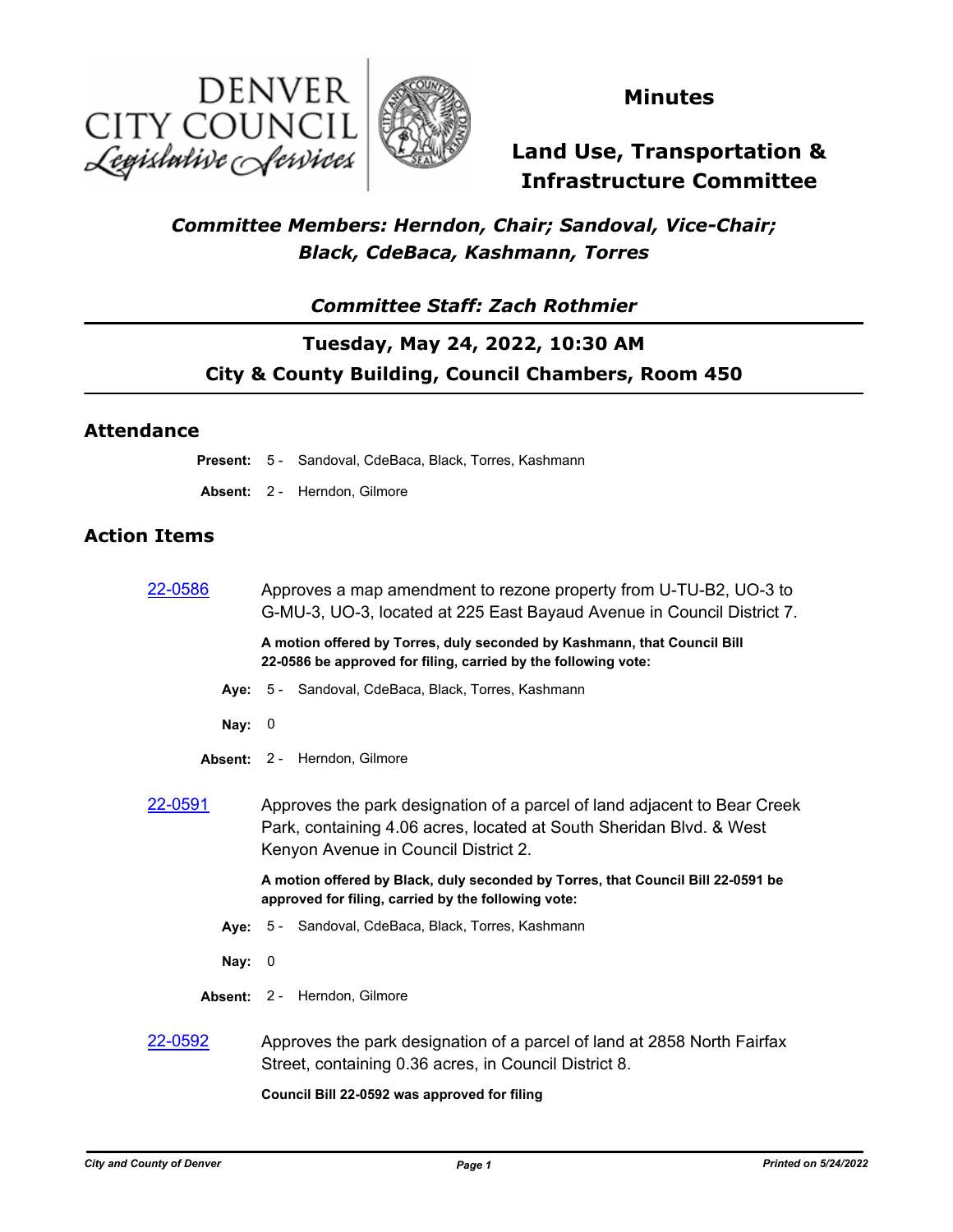DENVER CITY COUNCIL *Legislative Services*

# Minutes

# Land Use, Transportation & Infrastructure Committee

### *Committee Members: Herndon, Chair; Sandoval, Vice-Chair; Black, CdeBaca, Kashmann, Torres*

### *Committee Staff: Zach Rothmier*

### Tuesday, May 24, 2022, 10:30 AM
### City & County Building, Council Chambers, Room 450

## Attendance

**Present:** 5 - Sandoval, CdeBaca, Black, Torres, Kashmann

**Absent:** 2 - Herndon, Gilmore

## Action Items

[22-0586] Approves a map amendment to rezone property from U-TU-B2, UO-3 to G-MU-3, UO-3, located at 225 East Bayaud Avenue in Council District 7.

**A motion offered by Torres, duly seconded by Kashmann, that Council Bill 22-0586 be approved for filing, carried by the following vote:**

**Aye:** 5 - Sandoval, CdeBaca, Black, Torres, Kashmann

**Nay:** 0

**Absent:** 2 - Herndon, Gilmore

[22-0591] Approves the park designation of a parcel of land adjacent to Bear Creek Park, containing 4.06 acres, located at South Sheridan Blvd. & West Kenyon Avenue in Council District 2.

**A motion offered by Black, duly seconded by Torres, that Council Bill 22-0591 be approved for filing, carried by the following vote:**

**Aye:** 5 - Sandoval, CdeBaca, Black, Torres, Kashmann

**Nay:** 0

**Absent:** 2 - Herndon, Gilmore

[22-0592] Approves the park designation of a parcel of land at 2858 North Fairfax Street, containing 0.36 acres, in Council District 8.

**Council Bill 22-0592 was approved for filing**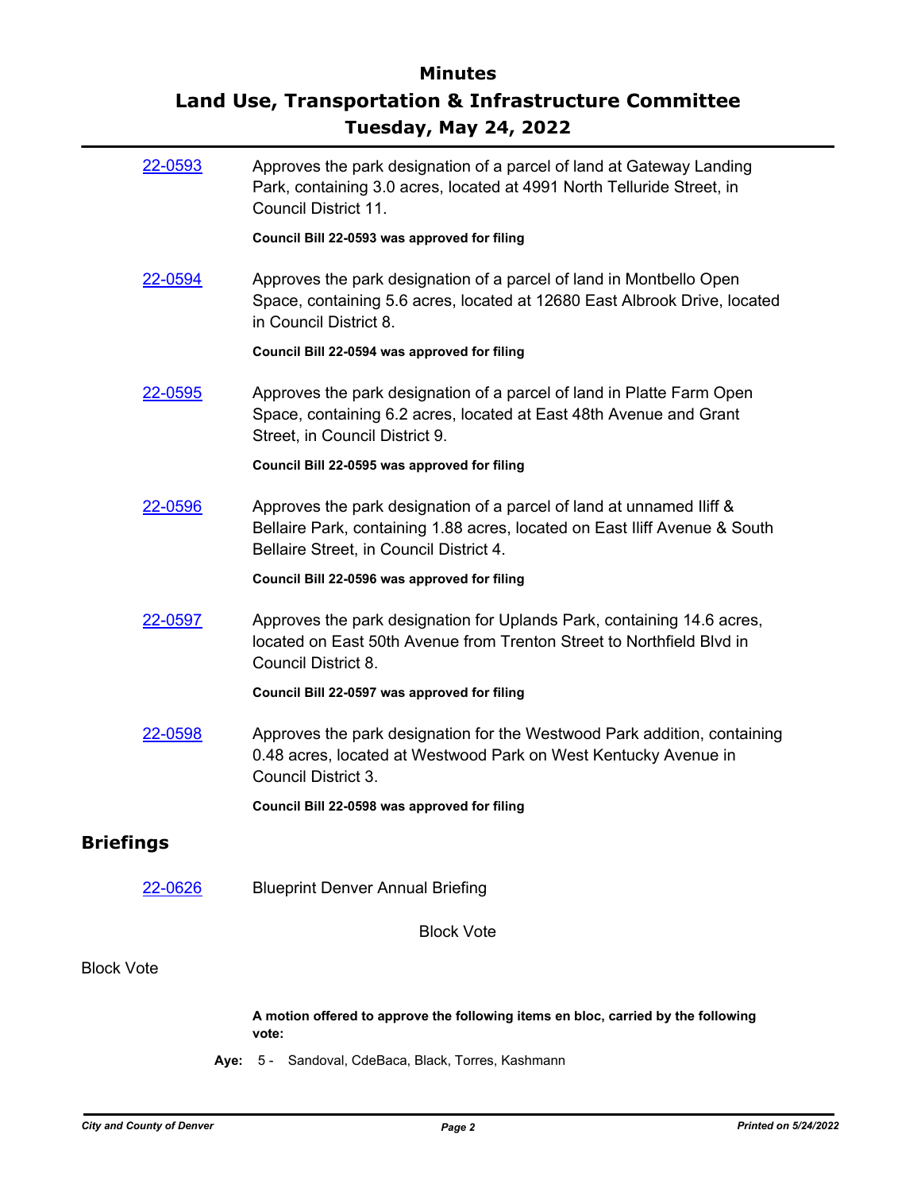22-0593 Approves the park designation of a parcel of land at Gateway Landing Park, containing 3.0 acres, located at 4991 North Telluride Street, in Council District 11.

**Council Bill 22-0593 was approved for filing**

22-0594 Approves the park designation of a parcel of land in Montbello Open Space, containing 5.6 acres, located at 12680 East Albrook Drive, located in Council District 8.

**Council Bill 22-0594 was approved for filing**

22-0595 Approves the park designation of a parcel of land in Platte Farm Open Space, containing 6.2 acres, located at East 48th Avenue and Grant Street, in Council District 9.

**Council Bill 22-0595 was approved for filing**

22-0596 Approves the park designation of a parcel of land at unnamed Iliff & Bellaire Park, containing 1.88 acres, located on East Iliff Avenue & South Bellaire Street, in Council District 4.

**Council Bill 22-0596 was approved for filing**

22-0597 Approves the park designation for Uplands Park, containing 14.6 acres, located on East 50th Avenue from Trenton Street to Northfield Blvd in Council District 8.

**Council Bill 22-0597 was approved for filing**

22-0598 Approves the park designation for the Westwood Park addition, containing 0.48 acres, located at Westwood Park on West Kentucky Avenue in Council District 3.

**Council Bill 22-0598 was approved for filing**

## Briefings

22-0626 Blueprint Denver Annual Briefing

Block Vote

Block Vote

**A motion offered to approve the following items en bloc, carried by the following vote:**

**Aye:** 5 - Sandoval, CdeBaca, Black, Torres, Kashmann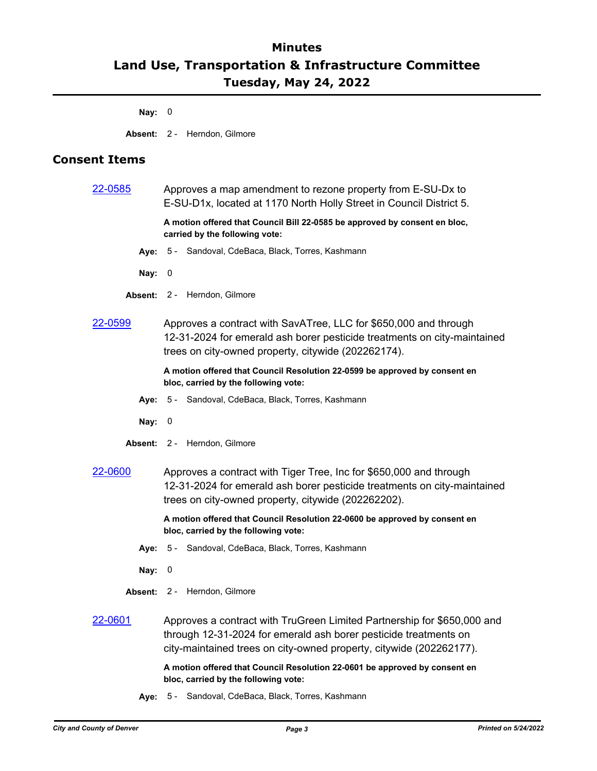**Nay:** 0

**Absent:** 2 - Herndon, Gilmore

## Consent Items

[22-0585] Approves a map amendment to rezone property from E-SU-Dx to E-SU-D1x, located at 1170 North Holly Street in Council District 5.

**A motion offered that Council Bill 22-0585 be approved by consent en bloc, carried by the following vote:**

**Aye:** 5 - Sandoval, CdeBaca, Black, Torres, Kashmann

**Nay:** 0

**Absent:** 2 - Herndon, Gilmore

[22-0599] Approves a contract with SavATree, LLC for $650,000 and through 12-31-2024 for emerald ash borer pesticide treatments on city-maintained trees on city-owned property, citywide (202262174).

**A motion offered that Council Resolution 22-0599 be approved by consent en bloc, carried by the following vote:**

**Aye:** 5 - Sandoval, CdeBaca, Black, Torres, Kashmann

**Nay:** 0

**Absent:** 2 - Herndon, Gilmore

[22-0600] Approves a contract with Tiger Tree, Inc for $650,000 and through 12-31-2024 for emerald ash borer pesticide treatments on city-maintained trees on city-owned property, citywide (202262202).

**A motion offered that Council Resolution 22-0600 be approved by consent en bloc, carried by the following vote:**

**Aye:** 5 - Sandoval, CdeBaca, Black, Torres, Kashmann

**Nay:** 0

**Absent:** 2 - Herndon, Gilmore

[22-0601] Approves a contract with TruGreen Limited Partnership for $650,000 and through 12-31-2024 for emerald ash borer pesticide treatments on city-maintained trees on city-owned property, citywide (202262177).

**A motion offered that Council Resolution 22-0601 be approved by consent en bloc, carried by the following vote:**

**Aye:** 5 - Sandoval, CdeBaca, Black, Torres, Kashmann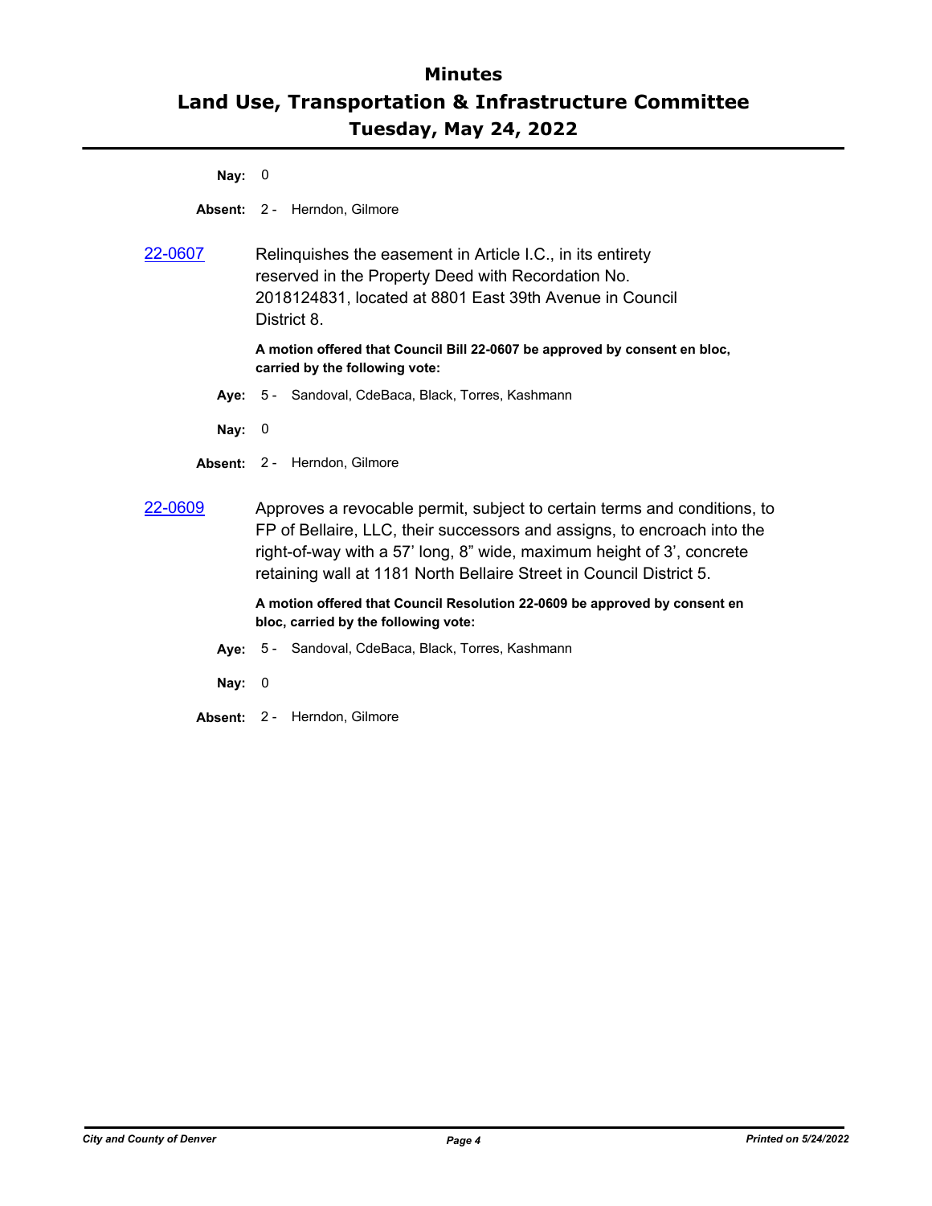**Nay:** 0

**Absent:** 2 - Herndon, Gilmore

22-0607 Relinquishes the easement in Article I.C., in its entirety reserved in the Property Deed with Recordation No. 2018124831, located at 8801 East 39th Avenue in Council District 8.

**A motion offered that Council Bill 22-0607 be approved by consent en bloc, carried by the following vote:**

**Aye:** 5 - Sandoval, CdeBaca, Black, Torres, Kashmann

**Nay:** 0

**Absent:** 2 - Herndon, Gilmore

22-0609 Approves a revocable permit, subject to certain terms and conditions, to FP of Bellaire, LLC, their successors and assigns, to encroach into the right-of-way with a 57' long, 8" wide, maximum height of 3', concrete retaining wall at 1181 North Bellaire Street in Council District 5.

**A motion offered that Council Resolution 22-0609 be approved by consent en bloc, carried by the following vote:**

**Aye:** 5 - Sandoval, CdeBaca, Black, Torres, Kashmann

**Nay:** 0

**Absent:** 2 - Herndon, Gilmore